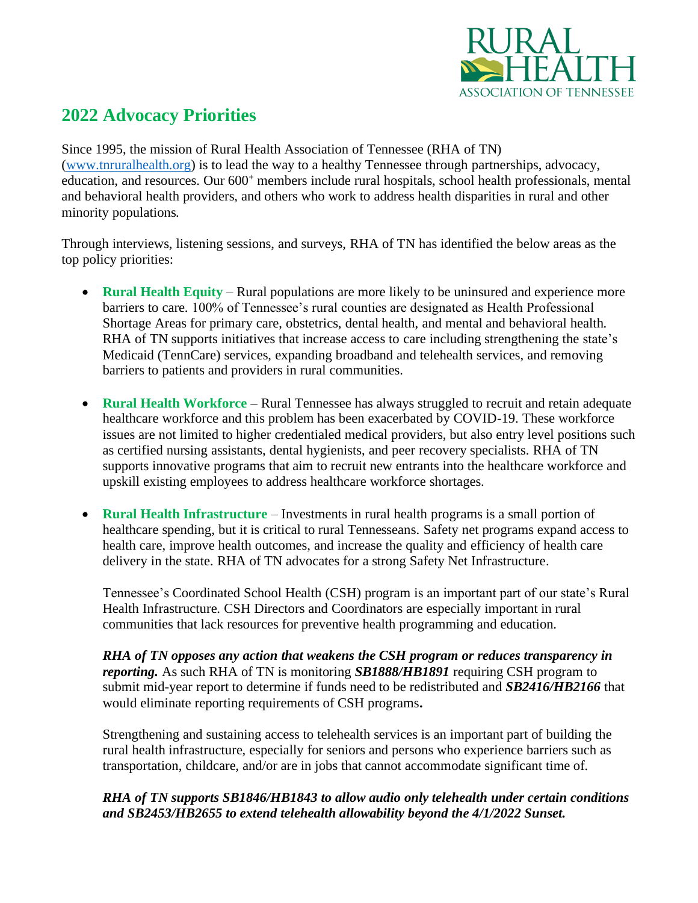RURAL HEALTH ASSOCIATION OF TENNESSEE

# 2022 Advocacy Priorities

Since 1995, the mission of Rural Health Association of Tennessee (RHA of TN) (www.tnruralhealth.org) is to lead the way to a healthy Tennessee through partnerships, advocacy, education, and resources. Our 600+ members include rural hospitals, school health professionals, mental and behavioral health providers, and others who work to address health disparities in rural and other minority populations.

Through interviews, listening sessions, and surveys, RHA of TN has identified the below areas as the top policy priorities:

- **Rural Health Equity** – Rural populations are more likely to be uninsured and experience more barriers to care. 100% of Tennessee's rural counties are designated as Health Professional Shortage Areas for primary care, obstetrics, dental health, and mental and behavioral health. RHA of TN supports initiatives that increase access to care including strengthening the state's Medicaid (TennCare) services, expanding broadband and telehealth services, and removing barriers to patients and providers in rural communities.

- **Rural Health Workforce** – Rural Tennessee has always struggled to recruit and retain adequate healthcare workforce and this problem has been exacerbated by COVID-19. These workforce issues are not limited to higher credentialed medical providers, but also entry level positions such as certified nursing assistants, dental hygienists, and peer recovery specialists. RHA of TN supports innovative programs that aim to recruit new entrants into the healthcare workforce and upskill existing employees to address healthcare workforce shortages.

- **Rural Health Infrastructure** – Investments in rural health programs is a small portion of healthcare spending, but it is critical to rural Tennesseans. Safety net programs expand access to health care, improve health outcomes, and increase the quality and efficiency of health care delivery in the state. RHA of TN advocates for a strong Safety Net Infrastructure.

  Tennessee's Coordinated School Health (CSH) program is an important part of our state's Rural Health Infrastructure. CSH Directors and Coordinators are especially important in rural communities that lack resources for preventive health programming and education.

  ***RHA of TN opposes any action that weakens the CSH program or reduces transparency in reporting.*** As such RHA of TN is monitoring ***SB1888/HB1891*** requiring CSH program to submit mid-year report to determine if funds need to be redistributed and ***SB2416/HB2166*** that would eliminate reporting requirements of CSH programs**.**

  Strengthening and sustaining access to telehealth services is an important part of building the rural health infrastructure, especially for seniors and persons who experience barriers such as transportation, childcare, and/or are in jobs that cannot accommodate significant time of.

  ***RHA of TN supports SB1846/HB1843 to allow audio only telehealth under certain conditions and SB2453/HB2655 to extend telehealth allowability beyond the 4/1/2022 Sunset.***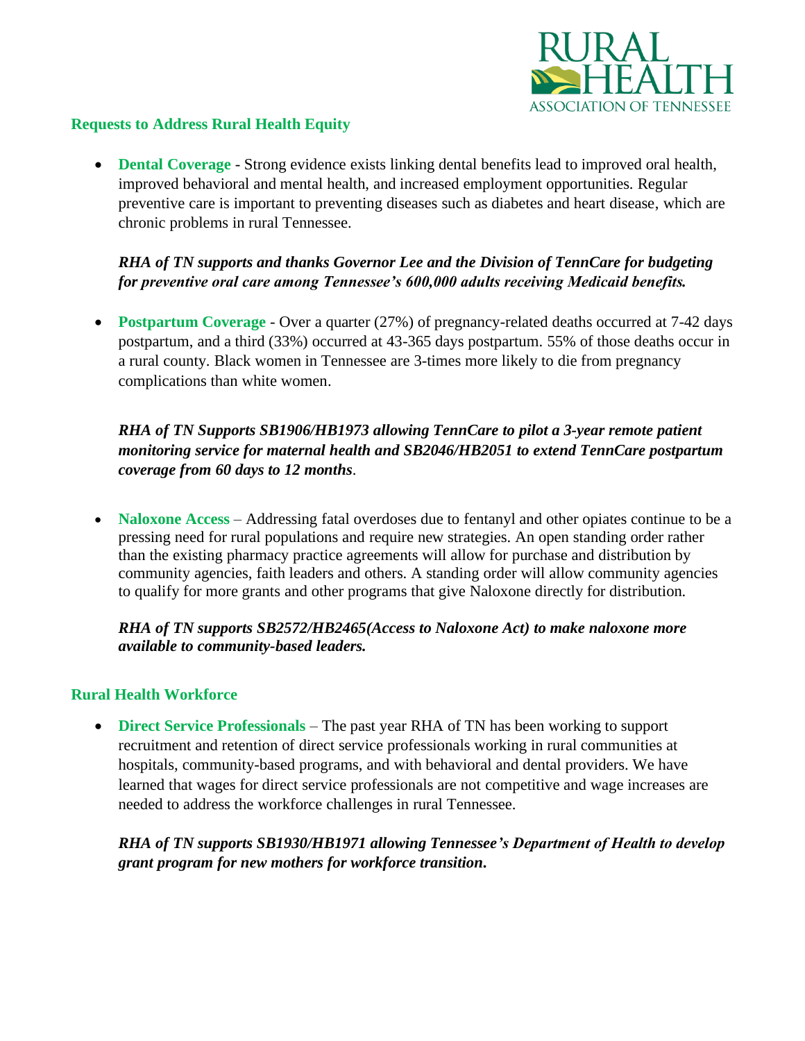RURAL HEALTH ASSOCIATION OF TENNESSEE

## Requests to Address Rural Health Equity

- **Dental Coverage** - Strong evidence exists linking dental benefits lead to improved oral health, improved behavioral and mental health, and increased employment opportunities. Regular preventive care is important to preventing diseases such as diabetes and heart disease, which are chronic problems in rural Tennessee.

  ***RHA of TN supports and thanks Governor Lee and the Division of TennCare for budgeting for preventive oral care among Tennessee's 600,000 adults receiving Medicaid benefits.***

- **Postpartum Coverage** - Over a quarter (27%) of pregnancy-related deaths occurred at 7-42 days postpartum, and a third (33%) occurred at 43-365 days postpartum. 55% of those deaths occur in a rural county. Black women in Tennessee are 3-times more likely to die from pregnancy complications than white women.

  ***RHA of TN Supports SB1906/HB1973 allowing TennCare to pilot a 3-year remote patient monitoring service for maternal health and SB2046/HB2051 to extend TennCare postpartum coverage from 60 days to 12 months.***

- **Naloxone Access** – Addressing fatal overdoses due to fentanyl and other opiates continue to be a pressing need for rural populations and require new strategies. An open standing order rather than the existing pharmacy practice agreements will allow for purchase and distribution by community agencies, faith leaders and others. A standing order will allow community agencies to qualify for more grants and other programs that give Naloxone directly for distribution.

  ***RHA of TN supports SB2572/HB2465(Access to Naloxone Act) to make naloxone more available to community-based leaders.***

## Rural Health Workforce

- **Direct Service Professionals** – The past year RHA of TN has been working to support recruitment and retention of direct service professionals working in rural communities at hospitals, community-based programs, and with behavioral and dental providers. We have learned that wages for direct service professionals are not competitive and wage increases are needed to address the workforce challenges in rural Tennessee.

  ***RHA of TN supports SB1930/HB1971 allowing Tennessee's Department of Health to develop grant program for new mothers for workforce transition.***